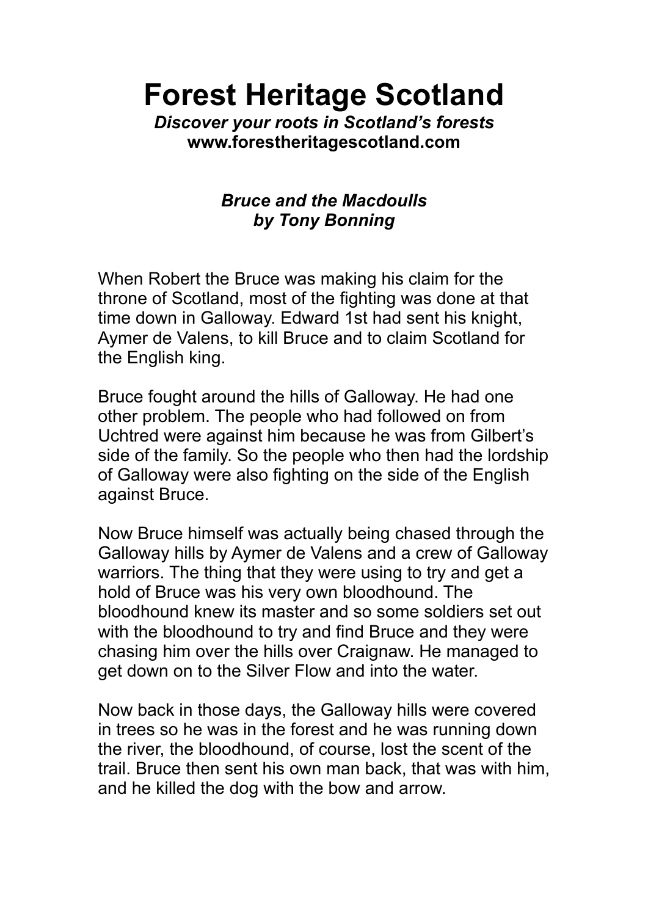# Forest Heritage Scotland

***Discover your roots in Scotland's forests***
**www.forestheritagescotland.com**

## ***Bruce and the Macdoulls***
## ***by Tony Bonning***

When Robert the Bruce was making his claim for the throne of Scotland, most of the fighting was done at that time down in Galloway. Edward 1st had sent his knight, Aymer de Valens, to kill Bruce and to claim Scotland for the English king.

Bruce fought around the hills of Galloway. He had one other problem. The people who had followed on from Uchtred were against him because he was from Gilbert's side of the family. So the people who then had the lordship of Galloway were also fighting on the side of the English against Bruce.

Now Bruce himself was actually being chased through the Galloway hills by Aymer de Valens and a crew of Galloway warriors. The thing that they were using to try and get a hold of Bruce was his very own bloodhound. The bloodhound knew its master and so some soldiers set out with the bloodhound to try and find Bruce and they were chasing him over the hills over Craignaw. He managed to get down on to the Silver Flow and into the water.

Now back in those days, the Galloway hills were covered in trees so he was in the forest and he was running down the river, the bloodhound, of course, lost the scent of the trail. Bruce then sent his own man back, that was with him, and he killed the dog with the bow and arrow.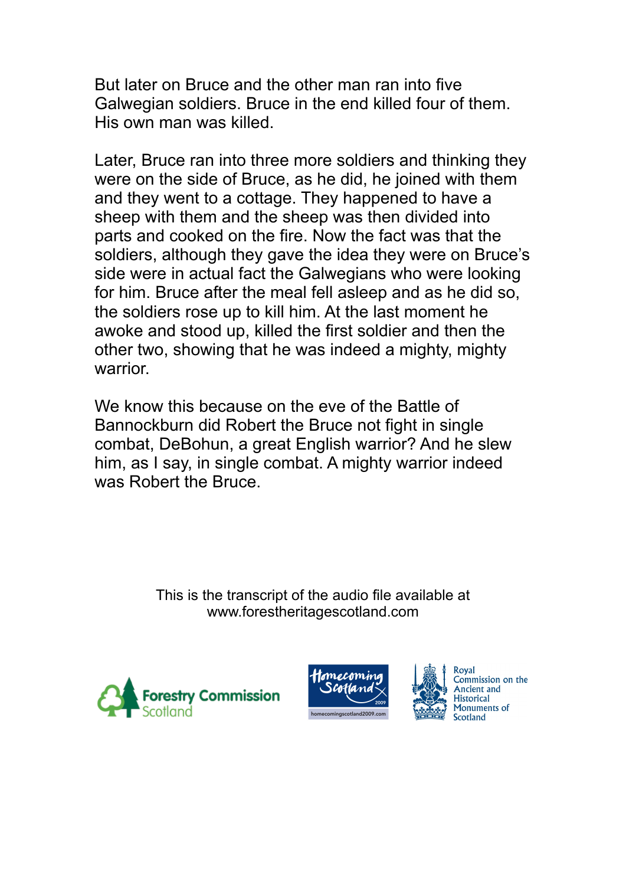But later on Bruce and the other man ran into five Galwegian soldiers. Bruce in the end killed four of them. His own man was killed.

Later, Bruce ran into three more soldiers and thinking they were on the side of Bruce, as he did, he joined with them and they went to a cottage. They happened to have a sheep with them and the sheep was then divided into parts and cooked on the fire. Now the fact was that the soldiers, although they gave the idea they were on Bruce's side were in actual fact the Galwegians who were looking for him. Bruce after the meal fell asleep and as he did so, the soldiers rose up to kill him. At the last moment he awoke and stood up, killed the first soldier and then the other two, showing that he was indeed a mighty, mighty warrior.

We know this because on the eve of the Battle of Bannockburn did Robert the Bruce not fight in single combat, DeBohun, a great English warrior? And he slew him, as I say, in single combat. A mighty warrior indeed was Robert the Bruce.

This is the transcript of the audio file available at www.forestheritagescotland.com

Forestry Commission Scotland

Homecoming Scotland 2009
homecomingscotland2009.com

Royal Commission on the Ancient and Historical Monuments of Scotland